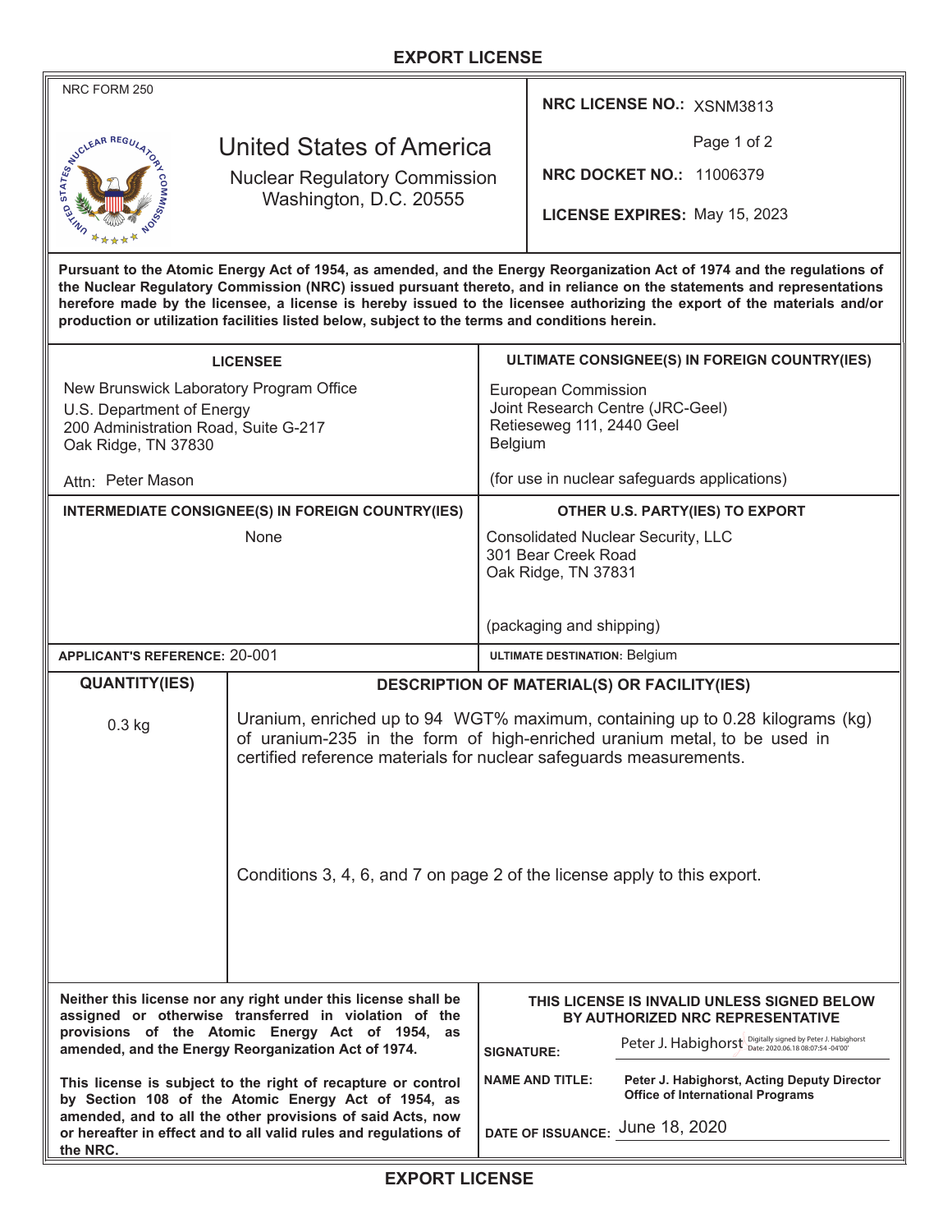# EXPORT LICENSE

NRC FORM 250

**United States of America**

Nuclear Regulatory Commission
Washington, D.C. 20555

**NRC LICENSE NO.:** XSNM3813

**NRC DOCKET NO.:** 11006379

**LICENSE EXPIRES:** May 15, 2023

**Pursuant to the Atomic Energy Act of 1954, as amended, and the Energy Reorganization Act of 1974 and the regulations of the Nuclear Regulatory Commission (NRC) issued pursuant thereto, and in reliance on the statements and representations herefore made by the licensee, a license is hereby issued to the licensee authorizing the export of the materials and/or production or utilization facilities listed below, subject to the terms and conditions herein.**

| **LICENSEE** | **ULTIMATE CONSIGNEE(S) IN FOREIGN COUNTRY(IES)** |
|---|---|
| New Brunswick Laboratory Program Office<br>U.S. Department of Energy<br>200 Administration Road, Suite G-217<br>Oak Ridge, TN 37830<br><br>Attn: Peter Mason | European Commission<br>Joint Research Centre (JRC-Geel)<br>Retieseweg 111, 2440 Geel<br>Belgium<br><br>(for use in nuclear safeguards applications) |
| **INTERMEDIATE CONSIGNEE(S) IN FOREIGN COUNTRY(IES)** | **OTHER U.S. PARTY(IES) TO EXPORT** |
| None | Consolidated Nuclear Security, LLC<br>301 Bear Creek Road<br>Oak Ridge, TN 37831<br><br>(packaging and shipping) |
| **APPLICANT'S REFERENCE:** 20-001 | **ULTIMATE DESTINATION:** Belgium |

| **QUANTITY(IES)** | **DESCRIPTION OF MATERIAL(S) OR FACILITY(IES)** |
|---|---|
| 0.3 kg | Uranium, enriched up to 94 WGT% maximum, containing up to 0.28 kilograms (kg) of uranium-235 in the form of high-enriched uranium metal, to be used in certified reference materials for nuclear safeguards measurements.<br><br>Conditions 3, 4, 6, and 7 on page 2 of the license apply to this export. |

**Neither this license nor any right under this license shall be assigned or otherwise transferred in violation of the provisions of the Atomic Energy Act of 1954, as amended, and the Energy Reorganization Act of 1974.**

**This license is subject to the right of recapture or control by Section 108 of the Atomic Energy Act of 1954, as amended, and to all the other provisions of said Acts, now or hereafter in effect and to all valid rules and regulations of the NRC.**

**THIS LICENSE IS INVALID UNLESS SIGNED BELOW BY AUTHORIZED NRC REPRESENTATIVE**

**SIGNATURE:** Peter J. Habighorst (Digitally signed by Peter J. Habighorst Date: 2020.06.18 08:07:54 -04'00')

**NAME AND TITLE:** **Peter J. Habighorst, Acting Deputy Director Office of International Programs**

**DATE OF ISSUANCE:** June 18, 2020

**EXPORT LICENSE**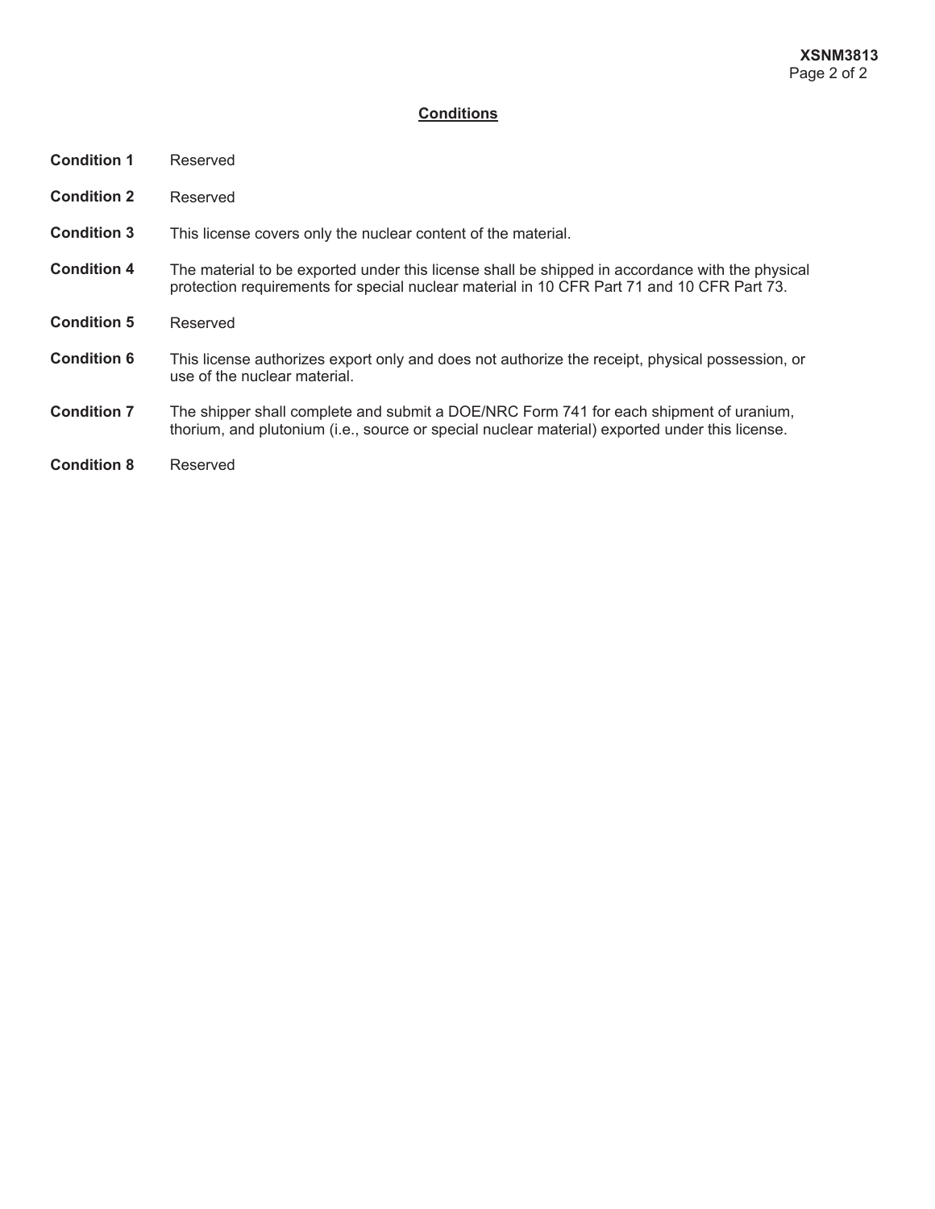## Conditions

**Condition 1** Reserved

**Condition 2** Reserved

**Condition 3** This license covers only the nuclear content of the material.

**Condition 4** The material to be exported under this license shall be shipped in accordance with the physical protection requirements for special nuclear material in 10 CFR Part 71 and 10 CFR Part 73.

**Condition 5** Reserved

**Condition 6** This license authorizes export only and does not authorize the receipt, physical possession, or use of the nuclear material.

**Condition 7** The shipper shall complete and submit a DOE/NRC Form 741 for each shipment of uranium, thorium, and plutonium (i.e., source or special nuclear material) exported under this license.

**Condition 8** Reserved